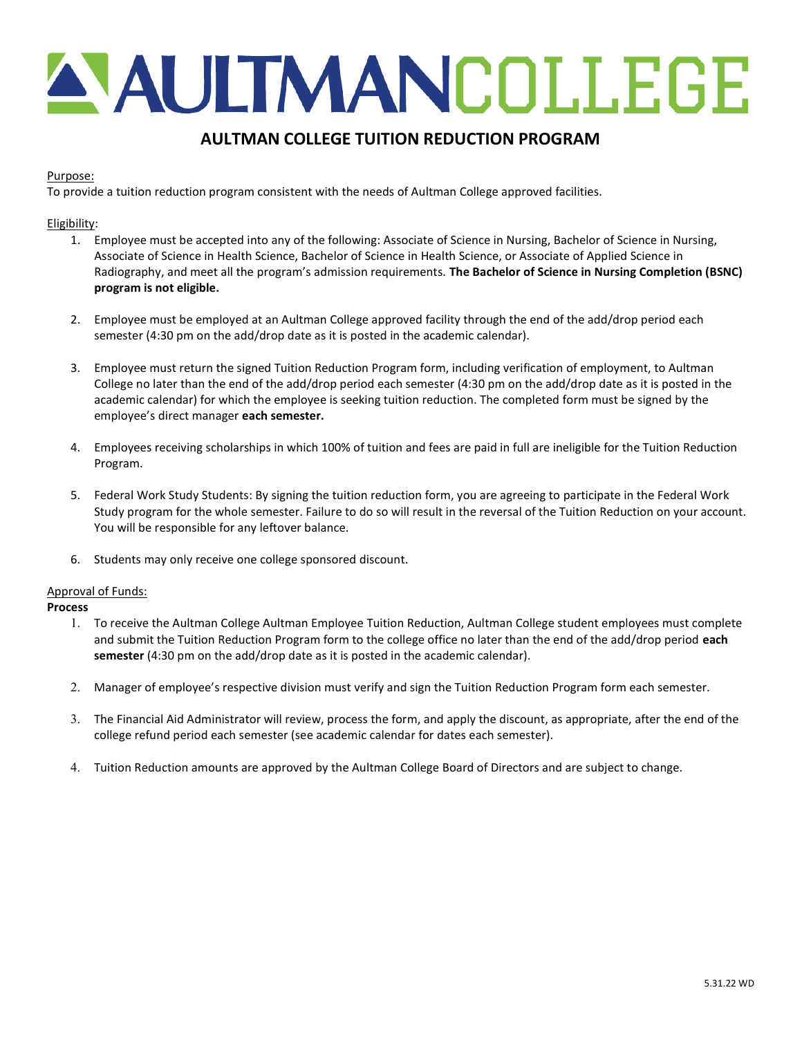# AULTMAN COLLEGE

## AULTMAN COLLEGE TUITION REDUCTION PROGRAM

Purpose:
To provide a tuition reduction program consistent with the needs of Aultman College approved facilities.

Eligibility:

1. Employee must be accepted into any of the following: Associate of Science in Nursing, Bachelor of Science in Nursing, Associate of Science in Health Science, Bachelor of Science in Health Science, or Associate of Applied Science in Radiography, and meet all the program's admission requirements. **The Bachelor of Science in Nursing Completion (BSNC) program is not eligible.**

2. Employee must be employed at an Aultman College approved facility through the end of the add/drop period each semester (4:30 pm on the add/drop date as it is posted in the academic calendar).

3. Employee must return the signed Tuition Reduction Program form, including verification of employment, to Aultman College no later than the end of the add/drop period each semester (4:30 pm on the add/drop date as it is posted in the academic calendar) for which the employee is seeking tuition reduction. The completed form must be signed by the employee's direct manager **each semester.**

4. Employees receiving scholarships in which 100% of tuition and fees are paid in full are ineligible for the Tuition Reduction Program.

5. Federal Work Study Students: By signing the tuition reduction form, you are agreeing to participate in the Federal Work Study program for the whole semester. Failure to do so will result in the reversal of the Tuition Reduction on your account. You will be responsible for any leftover balance.

6. Students may only receive one college sponsored discount.

Approval of Funds:

**Process**

1. To receive the Aultman College Aultman Employee Tuition Reduction, Aultman College student employees must complete and submit the Tuition Reduction Program form to the college office no later than the end of the add/drop period **each semester** (4:30 pm on the add/drop date as it is posted in the academic calendar).

2. Manager of employee's respective division must verify and sign the Tuition Reduction Program form each semester.

3. The Financial Aid Administrator will review, process the form, and apply the discount, as appropriate, after the end of the college refund period each semester (see academic calendar for dates each semester).

4. Tuition Reduction amounts are approved by the Aultman College Board of Directors and are subject to change.

5.31.22 WD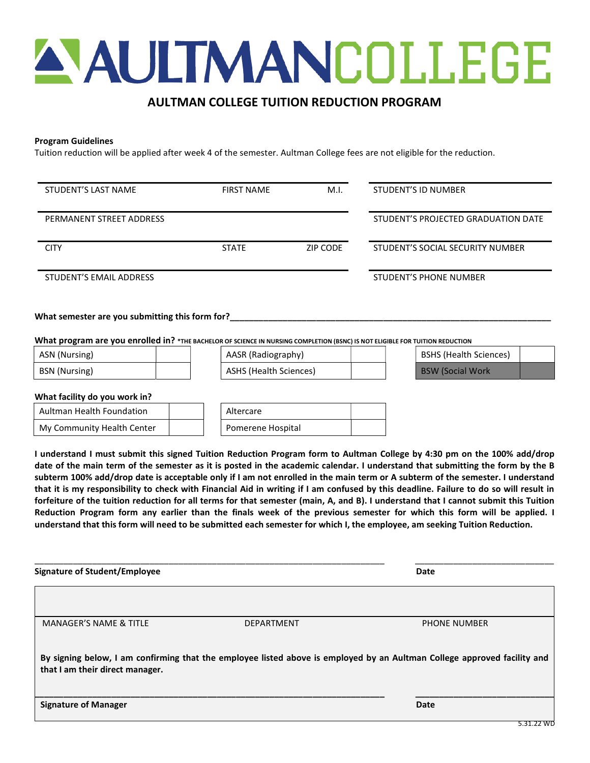# AULTMANCOLLEGE

## AULTMAN COLLEGE TUITION REDUCTION PROGRAM

**Program Guidelines**

Tuition reduction will be applied after week 4 of the semester. Aultman College fees are not eligible for the reduction.

| | | | |
|---|---|---|---|
| STUDENT'S LAST NAME | FIRST NAME | M.I. | STUDENT'S ID NUMBER |
| PERMANENT STREET ADDRESS | | | STUDENT'S PROJECTED GRADUATION DATE |
| CITY | STATE | ZIP CODE | STUDENT'S SOCIAL SECURITY NUMBER |
| STUDENT'S EMAIL ADDRESS | | | STUDENT'S PHONE NUMBER |

**What semester are you submitting this form for?**\_\_\_\_\_\_\_\_\_\_\_\_\_\_\_\_\_\_\_\_\_\_\_\_\_\_\_\_\_\_\_\_\_\_\_\_\_\_\_\_\_\_\_\_\_\_\_\_\_\_\_\_\_\_\_\_

**What program are you enrolled in?** ***THE BACHELOR OF SCIENCE IN NURSING COMPLETION (BSNC) IS NOT ELIGIBLE FOR TUITION REDUCTION**

| | | | | | |
|---|---|---|---|---|---|
| ASN (Nursing) | | AASR (Radiography) | | BSHS (Health Sciences) | |
| BSN (Nursing) | | ASHS (Health Sciences) | | BSW (Social Work | |

**What facility do you work in?**

| | | | |
|---|---|---|---|
| Aultman Health Foundation | | Altercare | |
| My Community Health Center | | Pomerene Hospital | |

**I understand I must submit this signed Tuition Reduction Program form to Aultman College by 4:30 pm on the 100% add/drop date of the main term of the semester as it is posted in the academic calendar. I understand that submitting the form by the B subterm 100% add/drop date is acceptable only if I am not enrolled in the main term or A subterm of the semester. I understand that it is my responsibility to check with Financial Aid in writing if I am confused by this deadline. Failure to do so will result in forfeiture of the tuition reduction for all terms for that semester (main, A, and B). I understand that I cannot submit this Tuition Reduction Program form any earlier than the finals week of the previous semester for which this form will be applied. I understand that this form will need to be submitted each semester for which I, the employee, am seeking Tuition Reduction.**

\_\_\_\_\_\_\_\_\_\_\_\_\_\_\_\_\_\_\_\_\_\_\_\_\_\_\_\_\_\_\_\_\_\_\_\_\_\_\_\_\_\_\_\_\_\_\_\_ \_\_\_\_\_\_\_\_\_\_\_\_\_\_\_\_\_\_\_\_

**Signature of Student/Employee** **Date**

| | | |
|---|---|---|
| MANAGER'S NAME & TITLE | DEPARTMENT | PHONE NUMBER |

**By signing below, I am confirming that the employee listed above is employed by an Aultman College approved facility and that I am their direct manager.**

\_\_\_\_\_\_\_\_\_\_\_\_\_\_\_\_\_\_\_\_\_\_\_\_\_\_\_\_\_\_\_\_\_\_\_\_\_\_\_\_\_\_\_\_\_\_\_\_ \_\_\_\_\_\_\_\_\_\_\_\_\_\_\_\_\_\_\_\_

**Signature of Manager** **Date**

5.31.22 WD